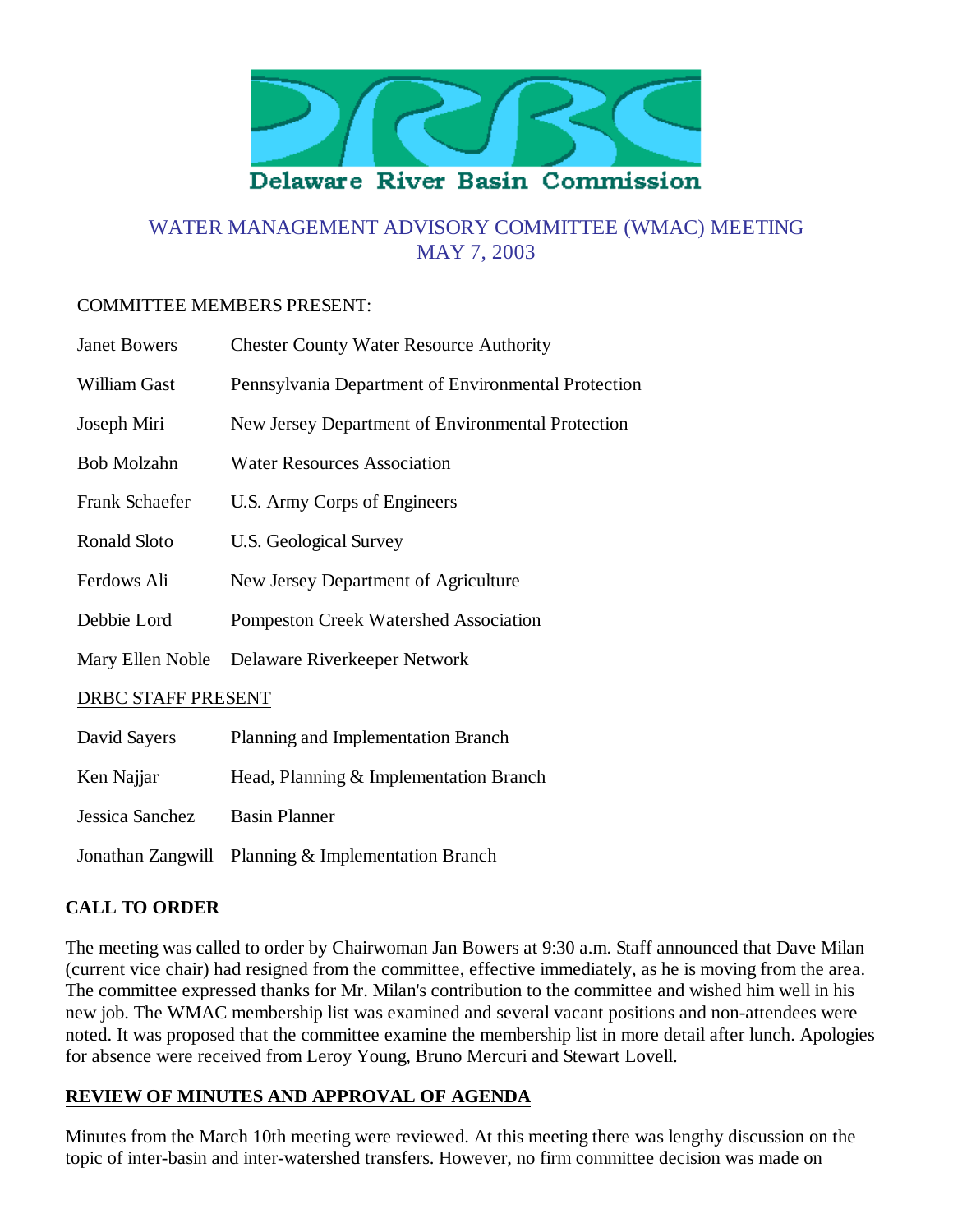Delaware River Basin Commission

# WATER MANAGEMENT ADVISORY COMMITTEE (WMAC) MEETING
## MAY 7, 2003

COMMITTEE MEMBERS PRESENT:

| | |
|---|---|
| Janet Bowers | Chester County Water Resource Authority |
| William Gast | Pennsylvania Department of Environmental Protection |
| Joseph Miri | New Jersey Department of Environmental Protection |
| Bob Molzahn | Water Resources Association |
| Frank Schaefer | U.S. Army Corps of Engineers |
| Ronald Sloto | U.S. Geological Survey |
| Ferdows Ali | New Jersey Department of Agriculture |
| Debbie Lord | Pompeston Creek Watershed Association |
| Mary Ellen Noble | Delaware Riverkeeper Network |

DRBC STAFF PRESENT

| | |
|---|---|
| David Sayers | Planning and Implementation Branch |
| Ken Najjar | Head, Planning & Implementation Branch |
| Jessica Sanchez | Basin Planner |
| Jonathan Zangwill | Planning & Implementation Branch |

## CALL TO ORDER

The meeting was called to order by Chairwoman Jan Bowers at 9:30 a.m. Staff announced that Dave Milan (current vice chair) had resigned from the committee, effective immediately, as he is moving from the area. The committee expressed thanks for Mr. Milan's contribution to the committee and wished him well in his new job. The WMAC membership list was examined and several vacant positions and non-attendees were noted. It was proposed that the committee examine the membership list in more detail after lunch. Apologies for absence were received from Leroy Young, Bruno Mercuri and Stewart Lovell.

## REVIEW OF MINUTES AND APPROVAL OF AGENDA

Minutes from the March 10th meeting were reviewed. At this meeting there was lengthy discussion on the topic of inter-basin and inter-watershed transfers. However, no firm committee decision was made on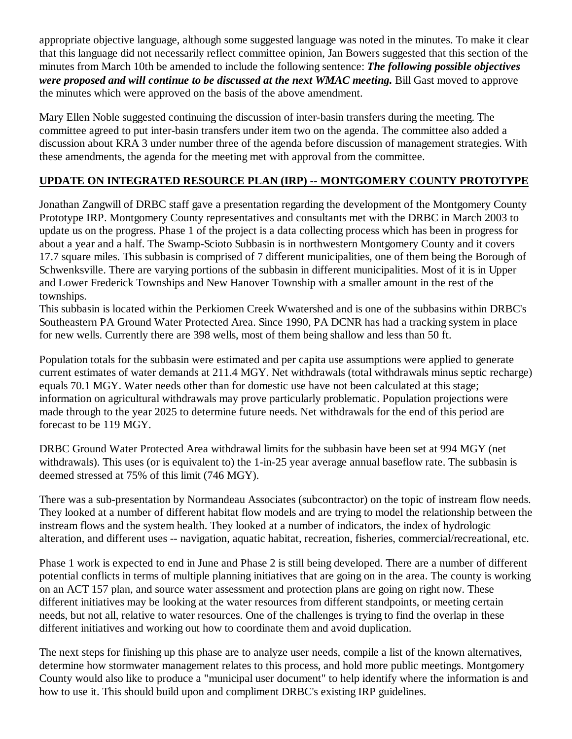appropriate objective language, although some suggested language was noted in the minutes. To make it clear that this language did not necessarily reflect committee opinion, Jan Bowers suggested that this section of the minutes from March 10th be amended to include the following sentence: ***The following possible objectives were proposed and will continue to be discussed at the next WMAC meeting.*** Bill Gast moved to approve the minutes which were approved on the basis of the above amendment.

Mary Ellen Noble suggested continuing the discussion of inter-basin transfers during the meeting. The committee agreed to put inter-basin transfers under item two on the agenda. The committee also added a discussion about KRA 3 under number three of the agenda before discussion of management strategies. With these amendments, the agenda for the meeting met with approval from the committee.

## UPDATE ON INTEGRATED RESOURCE PLAN (IRP) -- MONTGOMERY COUNTY PROTOTYPE

Jonathan Zangwill of DRBC staff gave a presentation regarding the development of the Montgomery County Prototype IRP. Montgomery County representatives and consultants met with the DRBC in March 2003 to update us on the progress. Phase 1 of the project is a data collecting process which has been in progress for about a year and a half. The Swamp-Scioto Subbasin is in northwestern Montgomery County and it covers 17.7 square miles. This subbasin is comprised of 7 different municipalities, one of them being the Borough of Schwenksville. There are varying portions of the subbasin in different municipalities. Most of it is in Upper and Lower Frederick Townships and New Hanover Township with a smaller amount in the rest of the townships.
This subbasin is located within the Perkiomen Creek Wwatershed and is one of the subbasins within DRBC's Southeastern PA Ground Water Protected Area. Since 1990, PA DCNR has had a tracking system in place for new wells. Currently there are 398 wells, most of them being shallow and less than 50 ft.

Population totals for the subbasin were estimated and per capita use assumptions were applied to generate current estimates of water demands at 211.4 MGY. Net withdrawals (total withdrawals minus septic recharge) equals 70.1 MGY. Water needs other than for domestic use have not been calculated at this stage; information on agricultural withdrawals may prove particularly problematic. Population projections were made through to the year 2025 to determine future needs. Net withdrawals for the end of this period are forecast to be 119 MGY.

DRBC Ground Water Protected Area withdrawal limits for the subbasin have been set at 994 MGY (net withdrawals). This uses (or is equivalent to) the 1-in-25 year average annual baseflow rate. The subbasin is deemed stressed at 75% of this limit (746 MGY).

There was a sub-presentation by Normandeau Associates (subcontractor) on the topic of instream flow needs. They looked at a number of different habitat flow models and are trying to model the relationship between the instream flows and the system health. They looked at a number of indicators, the index of hydrologic alteration, and different uses -- navigation, aquatic habitat, recreation, fisheries, commercial/recreational, etc.

Phase 1 work is expected to end in June and Phase 2 is still being developed. There are a number of different potential conflicts in terms of multiple planning initiatives that are going on in the area. The county is working on an ACT 157 plan, and source water assessment and protection plans are going on right now. These different initiatives may be looking at the water resources from different standpoints, or meeting certain needs, but not all, relative to water resources. One of the challenges is trying to find the overlap in these different initiatives and working out how to coordinate them and avoid duplication.

The next steps for finishing up this phase are to analyze user needs, compile a list of the known alternatives, determine how stormwater management relates to this process, and hold more public meetings. Montgomery County would also like to produce a "municipal user document" to help identify where the information is and how to use it. This should build upon and compliment DRBC's existing IRP guidelines.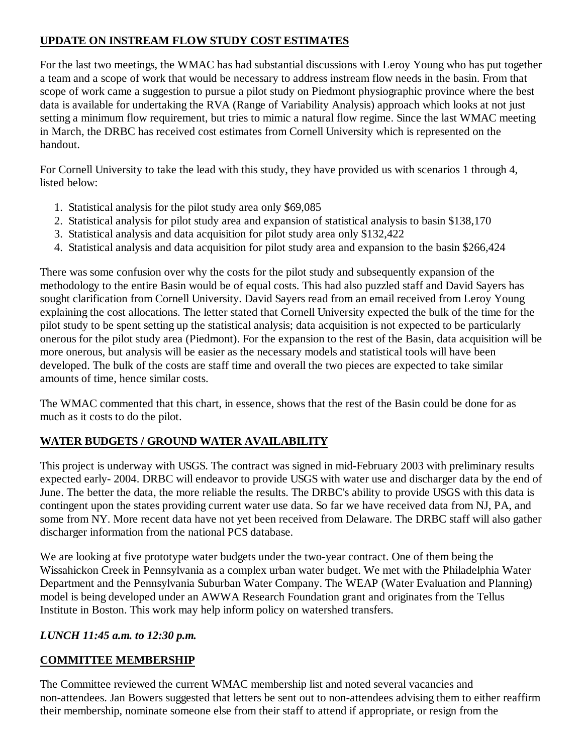## UPDATE ON INSTREAM FLOW STUDY COST ESTIMATES

For the last two meetings, the WMAC has had substantial discussions with Leroy Young who has put together a team and a scope of work that would be necessary to address instream flow needs in the basin. From that scope of work came a suggestion to pursue a pilot study on Piedmont physiographic province where the best data is available for undertaking the RVA (Range of Variability Analysis) approach which looks at not just setting a minimum flow requirement, but tries to mimic a natural flow regime. Since the last WMAC meeting in March, the DRBC has received cost estimates from Cornell University which is represented on the handout.

For Cornell University to take the lead with this study, they have provided us with scenarios 1 through 4, listed below:

1. Statistical analysis for the pilot study area only $69,085
2. Statistical analysis for pilot study area and expansion of statistical analysis to basin $138,170
3. Statistical analysis and data acquisition for pilot study area only $132,422
4. Statistical analysis and data acquisition for pilot study area and expansion to the basin $266,424

There was some confusion over why the costs for the pilot study and subsequently expansion of the methodology to the entire Basin would be of equal costs. This had also puzzled staff and David Sayers has sought clarification from Cornell University. David Sayers read from an email received from Leroy Young explaining the cost allocations. The letter stated that Cornell University expected the bulk of the time for the pilot study to be spent setting up the statistical analysis; data acquisition is not expected to be particularly onerous for the pilot study area (Piedmont). For the expansion to the rest of the Basin, data acquisition will be more onerous, but analysis will be easier as the necessary models and statistical tools will have been developed. The bulk of the costs are staff time and overall the two pieces are expected to take similar amounts of time, hence similar costs.

The WMAC commented that this chart, in essence, shows that the rest of the Basin could be done for as much as it costs to do the pilot.

## WATER BUDGETS / GROUND WATER AVAILABILITY

This project is underway with USGS. The contract was signed in mid-February 2003 with preliminary results expected early- 2004. DRBC will endeavor to provide USGS with water use and discharger data by the end of June. The better the data, the more reliable the results. The DRBC's ability to provide USGS with this data is contingent upon the states providing current water use data. So far we have received data from NJ, PA, and some from NY. More recent data have not yet been received from Delaware. The DRBC staff will also gather discharger information from the national PCS database.

We are looking at five prototype water budgets under the two-year contract. One of them being the Wissahickon Creek in Pennsylvania as a complex urban water budget. We met with the Philadelphia Water Department and the Pennsylvania Suburban Water Company. The WEAP (Water Evaluation and Planning) model is being developed under an AWWA Research Foundation grant and originates from the Tellus Institute in Boston. This work may help inform policy on watershed transfers.

***LUNCH 11:45 a.m. to 12:30 p.m.***

## COMMITTEE MEMBERSHIP

The Committee reviewed the current WMAC membership list and noted several vacancies and non-attendees. Jan Bowers suggested that letters be sent out to non-attendees advising them to either reaffirm their membership, nominate someone else from their staff to attend if appropriate, or resign from the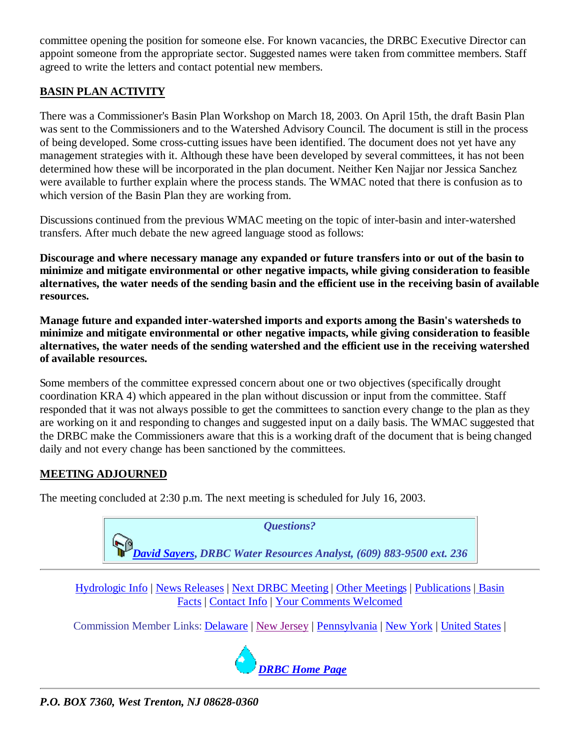committee opening the position for someone else. For known vacancies, the DRBC Executive Director can appoint someone from the appropriate sector. Suggested names were taken from committee members. Staff agreed to write the letters and contact potential new members.

## BASIN PLAN ACTIVITY

There was a Commissioner's Basin Plan Workshop on March 18, 2003. On April 15th, the draft Basin Plan was sent to the Commissioners and to the Watershed Advisory Council. The document is still in the process of being developed. Some cross-cutting issues have been identified. The document does not yet have any management strategies with it. Although these have been developed by several committees, it has not been determined how these will be incorporated in the plan document. Neither Ken Najjar nor Jessica Sanchez were available to further explain where the process stands. The WMAC noted that there is confusion as to which version of the Basin Plan they are working from.

Discussions continued from the previous WMAC meeting on the topic of inter-basin and inter-watershed transfers. After much debate the new agreed language stood as follows:

**Discourage and where necessary manage any expanded or future transfers into or out of the basin to minimize and mitigate environmental or other negative impacts, while giving consideration to feasible alternatives, the water needs of the sending basin and the efficient use in the receiving basin of available resources.**

**Manage future and expanded inter-watershed imports and exports among the Basin's watersheds to minimize and mitigate environmental or other negative impacts, while giving consideration to feasible alternatives, the water needs of the sending watershed and the efficient use in the receiving watershed of available resources.**

Some members of the committee expressed concern about one or two objectives (specifically drought coordination KRA 4) which appeared in the plan without discussion or input from the committee. Staff responded that it was not always possible to get the committees to sanction every change to the plan as they are working on it and responding to changes and suggested input on a daily basis. The WMAC suggested that the DRBC make the Commissioners aware that this is a working draft of the document that is being changed daily and not every change has been sanctioned by the committees.

## MEETING ADJOURNED

The meeting concluded at 2:30 p.m. The next meeting is scheduled for July 16, 2003.

*Questions?*

***David Sayers, DRBC Water Resources Analyst, (609) 883-9500 ext. 236***

---

Hydrologic Info | News Releases | Next DRBC Meeting | Other Meetings | Publications | Basin Facts | Contact Info | Your Comments Welcomed

Commission Member Links: Delaware | New Jersey | Pennsylvania | New York | United States |

***DRBC Home Page***

---

***P.O. BOX 7360, West Trenton, NJ 08628-0360***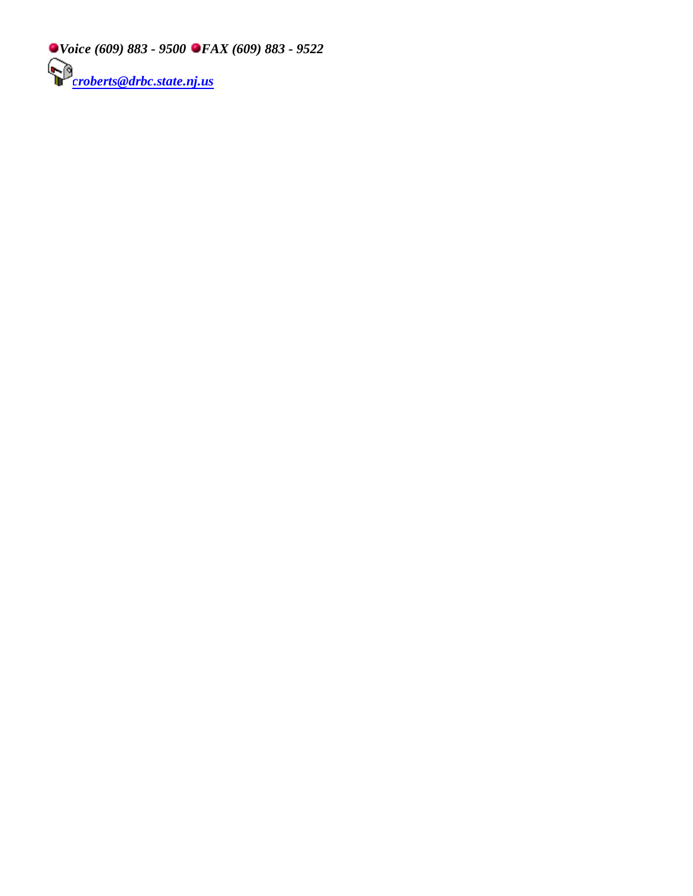*Voice (609) 883 - 9500* *FAX (609) 883 - 9522*

*croberts@drbc.state.nj.us*